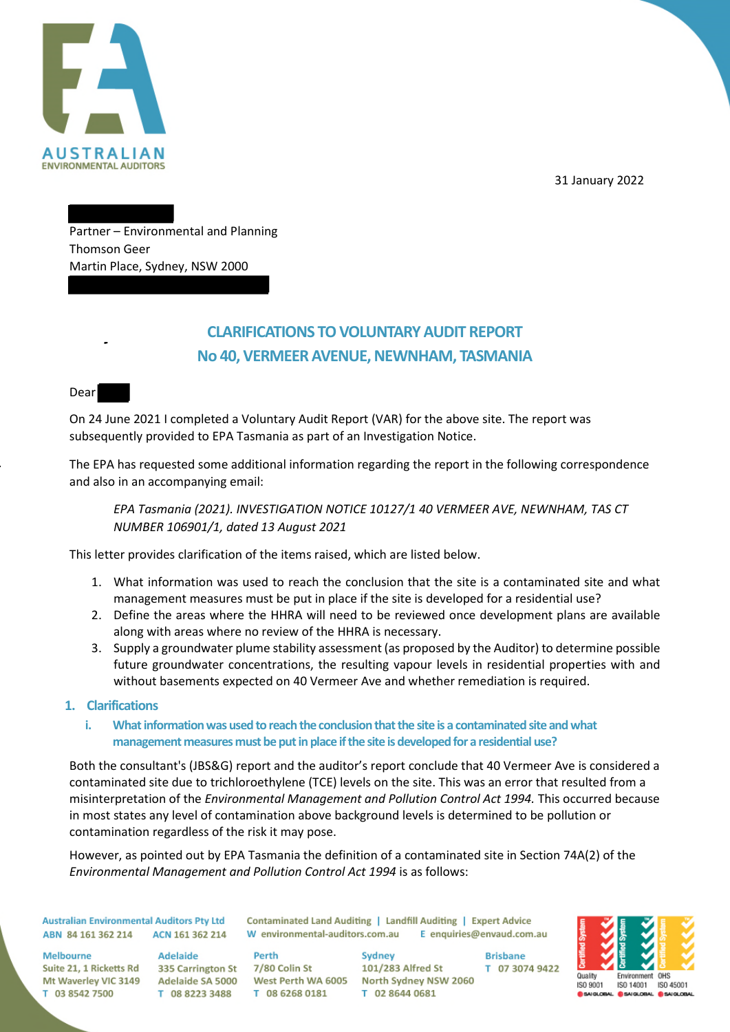31 January 2022

Partner – Environmental and Planning
Thomson Geer
Martin Place, Sydney, NSW 2000

## CLARIFICATIONS TO VOLUNTARY AUDIT REPORT
## No 40, VERMEER AVENUE, NEWNHAM, TASMANIA

Dear

On 24 June 2021 I completed a Voluntary Audit Report (VAR) for the above site. The report was subsequently provided to EPA Tasmania as part of an Investigation Notice.

The EPA has requested some additional information regarding the report in the following correspondence and also in an accompanying email:

> *EPA Tasmania (2021). INVESTIGATION NOTICE 10127/1 40 VERMEER AVE, NEWNHAM, TAS CT NUMBER 106901/1, dated 13 August 2021*

This letter provides clarification of the items raised, which are listed below.

1. What information was used to reach the conclusion that the site is a contaminated site and what management measures must be put in place if the site is developed for a residential use?
2. Define the areas where the HHRA will need to be reviewed once development plans are available along with areas where no review of the HHRA is necessary.
3. Supply a groundwater plume stability assessment (as proposed by the Auditor) to determine possible future groundwater concentrations, the resulting vapour levels in residential properties with and without basements expected on 40 Vermeer Ave and whether remediation is required.

## 1. Clarifications

### i. What information was used to reach the conclusion that the site is a contaminated site and what management measures must be put in place if the site is developed for a residential use?

Both the consultant's (JBS&G) report and the auditor's report conclude that 40 Vermeer Ave is considered a contaminated site due to trichloroethylene (TCE) levels on the site. This was an error that resulted from a misinterpretation of the *Environmental Management and Pollution Control Act 1994.* This occurred because in most states any level of contamination above background levels is determined to be pollution or contamination regardless of the risk it may pose.

However, as pointed out by EPA Tasmania the definition of a contaminated site in Section 74A(2) of the *Environmental Management and Pollution Control Act 1994* is as follows: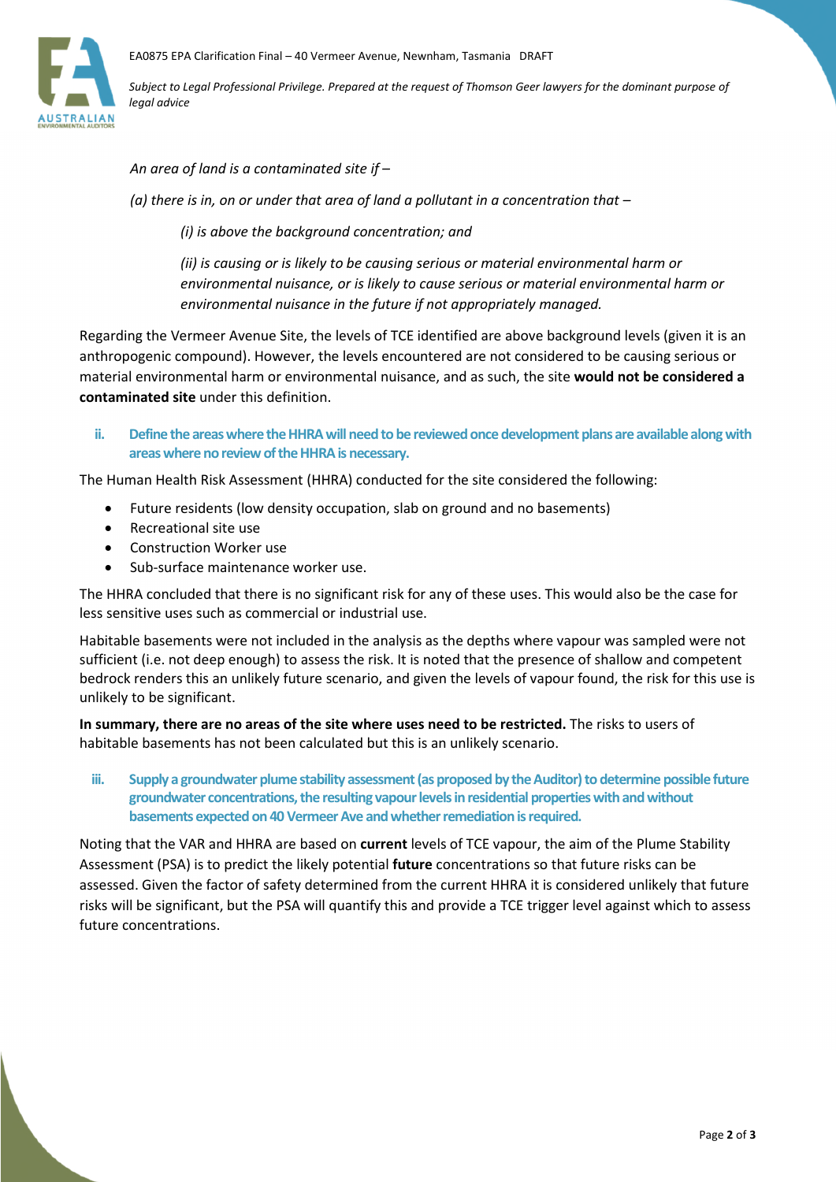*An area of land is a contaminated site if –*

*(a) there is in, on or under that area of land a pollutant in a concentration that –*

*(i) is above the background concentration; and*

*(ii) is causing or is likely to be causing serious or material environmental harm or environmental nuisance, or is likely to cause serious or material environmental harm or environmental nuisance in the future if not appropriately managed.*

Regarding the Vermeer Avenue Site, the levels of TCE identified are above background levels (given it is an anthropogenic compound). However, the levels encountered are not considered to be causing serious or material environmental harm or environmental nuisance, and as such, the site **would not be considered a contaminated site** under this definition.

**ii. Define the areas where the HHRA will need to be reviewed once development plans are available along with areas where no review of the HHRA is necessary.**

The Human Health Risk Assessment (HHRA) conducted for the site considered the following:

- Future residents (low density occupation, slab on ground and no basements)
- Recreational site use
- Construction Worker use
- Sub-surface maintenance worker use.

The HHRA concluded that there is no significant risk for any of these uses. This would also be the case for less sensitive uses such as commercial or industrial use.

Habitable basements were not included in the analysis as the depths where vapour was sampled were not sufficient (i.e. not deep enough) to assess the risk. It is noted that the presence of shallow and competent bedrock renders this an unlikely future scenario, and given the levels of vapour found, the risk for this use is unlikely to be significant.

**In summary, there are no areas of the site where uses need to be restricted.** The risks to users of habitable basements has not been calculated but this is an unlikely scenario.

**iii. Supply a groundwater plume stability assessment (as proposed by the Auditor) to determine possible future groundwater concentrations, the resulting vapour levels in residential properties with and without basements expected on 40 Vermeer Ave and whether remediation is required.**

Noting that the VAR and HHRA are based on **current** levels of TCE vapour, the aim of the Plume Stability Assessment (PSA) is to predict the likely potential **future** concentrations so that future risks can be assessed. Given the factor of safety determined from the current HHRA it is considered unlikely that future risks will be significant, but the PSA will quantify this and provide a TCE trigger level against which to assess future concentrations.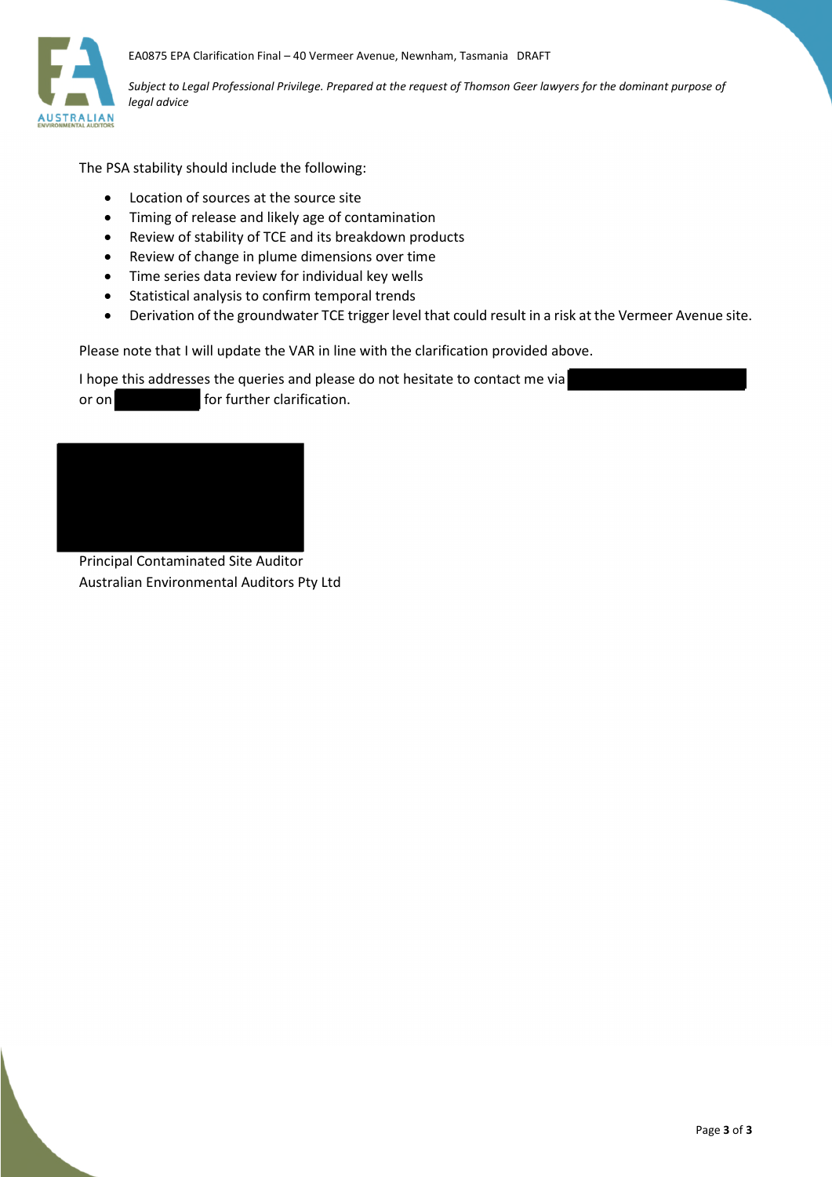The PSA stability should include the following:

- Location of sources at the source site
- Timing of release and likely age of contamination
- Review of stability of TCE and its breakdown products
- Review of change in plume dimensions over time
- Time series data review for individual key wells
- Statistical analysis to confirm temporal trends
- Derivation of the groundwater TCE trigger level that could result in a risk at the Vermeer Avenue site.

Please note that I will update the VAR in line with the clarification provided above.

I hope this addresses the queries and please do not hesitate to contact me via [redacted] or on [redacted] for further clarification.

[redacted]

Principal Contaminated Site Auditor
Australian Environmental Auditors Pty Ltd